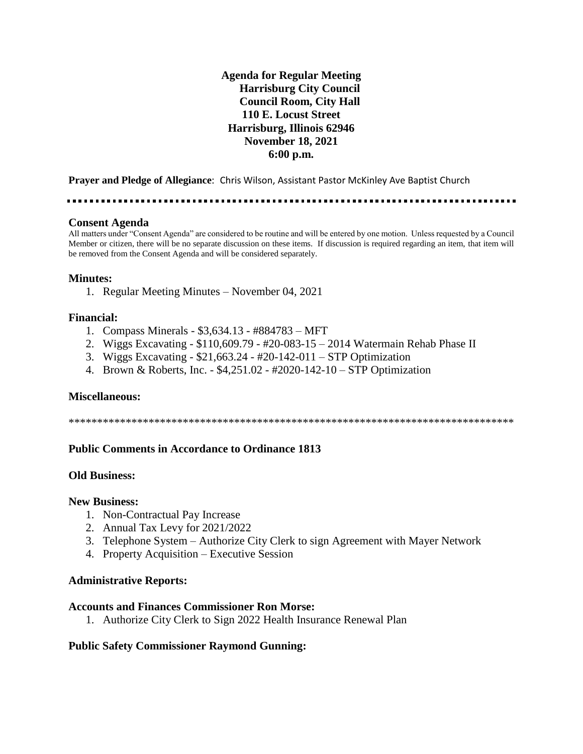# Agenda for Regular Meeting
## Harrisburg City Council
## Council Room, City Hall
## 110 E. Locust Street
## Harrisburg, Illinois 62946
## November 18, 2021
## 6:00 p.m.

**Prayer and Pledge of Allegiance**: Chris Wilson, Assistant Pastor McKinley Ave Baptist Church

---

### Consent Agenda

All matters under "Consent Agenda" are considered to be routine and will be entered by one motion. Unless requested by a Council Member or citizen, there will be no separate discussion on these items. If discussion is required regarding an item, that item will be removed from the Consent Agenda and will be considered separately.

### Minutes:

1. Regular Meeting Minutes – November 04, 2021

### Financial:

1. Compass Minerals - $3,634.13 - #884783 – MFT
2. Wiggs Excavating - $110,609.79 - #20-083-15 – 2014 Watermain Rehab Phase II
3. Wiggs Excavating - $21,663.24 - #20-142-011 – STP Optimization
4. Brown & Roberts, Inc. - $4,251.02 - #2020-142-10 – STP Optimization

### Miscellaneous:

******************************************************************************

### Public Comments in Accordance to Ordinance 1813

### Old Business:

### New Business:

1. Non-Contractual Pay Increase
2. Annual Tax Levy for 2021/2022
3. Telephone System – Authorize City Clerk to sign Agreement with Mayer Network
4. Property Acquisition – Executive Session

### Administrative Reports:

### Accounts and Finances Commissioner Ron Morse:

1. Authorize City Clerk to Sign 2022 Health Insurance Renewal Plan

### Public Safety Commissioner Raymond Gunning: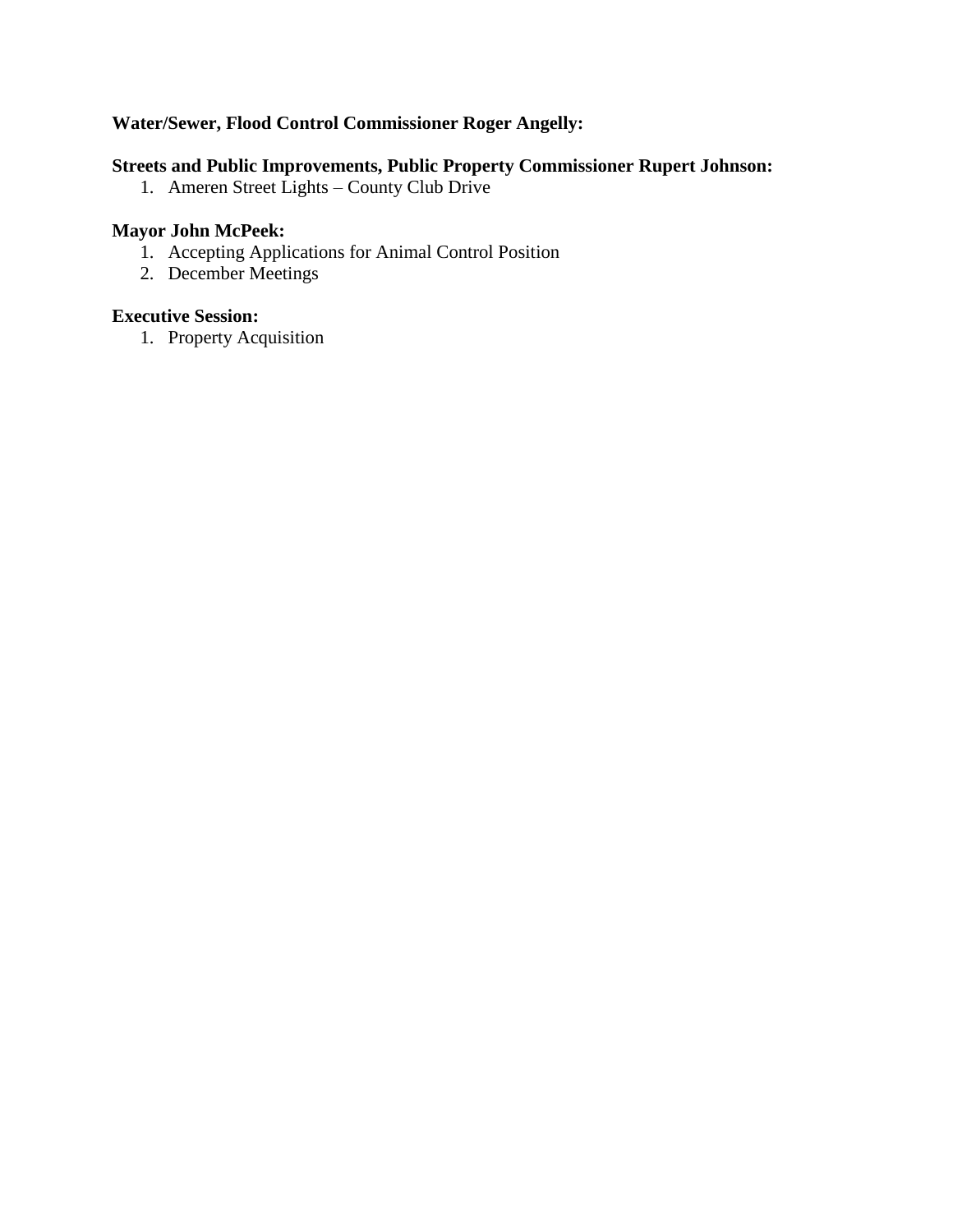**Water/Sewer, Flood Control Commissioner Roger Angelly:**

**Streets and Public Improvements, Public Property Commissioner Rupert Johnson:**

1. Ameren Street Lights – County Club Drive

**Mayor John McPeek:**

1. Accepting Applications for Animal Control Position
2. December Meetings

**Executive Session:**

1. Property Acquisition